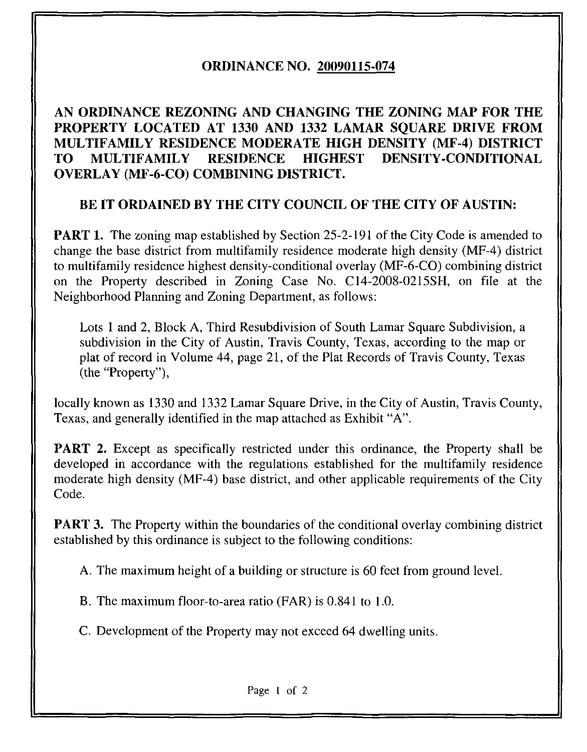# ORDINANCE NO. 20090115-074

## AN ORDINANCE REZONING AND CHANGING THE ZONING MAP FOR THE PROPERTY LOCATED AT 1330 AND 1332 LAMAR SQUARE DRIVE FROM MULTIFAMILY RESIDENCE MODERATE HIGH DENSITY (MF-4) DISTRICT TO MULTIFAMILY RESIDENCE HIGHEST DENSITY-CONDITIONAL OVERLAY (MF-6-CO) COMBINING DISTRICT.

### BE IT ORDAINED BY THE CITY COUNCIL OF THE CITY OF AUSTIN:

**PART 1.** The zoning map established by Section 25-2-191 of the City Code is amended to change the base district from multifamily residence moderate high density (MF-4) district to multifamily residence highest density-conditional overlay (MF-6-CO) combining district on the Property described in Zoning Case No. C14-2008-0215SH, on file at the Neighborhood Planning and Zoning Department, as follows:

> Lots 1 and 2, Block A, Third Resubdivision of South Lamar Square Subdivision, a subdivision in the City of Austin, Travis County, Texas, according to the map or plat of record in Volume 44, page 21, of the Plat Records of Travis County, Texas (the "Property"),

locally known as 1330 and 1332 Lamar Square Drive, in the City of Austin, Travis County, Texas, and generally identified in the map attached as Exhibit "A".

**PART 2.** Except as specifically restricted under this ordinance, the Property shall be developed in accordance with the regulations established for the multifamily residence moderate high density (MF-4) base district, and other applicable requirements of the City Code.

**PART 3.** The Property within the boundaries of the conditional overlay combining district established by this ordinance is subject to the following conditions:

A. The maximum height of a building or structure is 60 feet from ground level.

B. The maximum floor-to-area ratio (FAR) is 0.841 to 1.0.

C. Development of the Property may not exceed 64 dwelling units.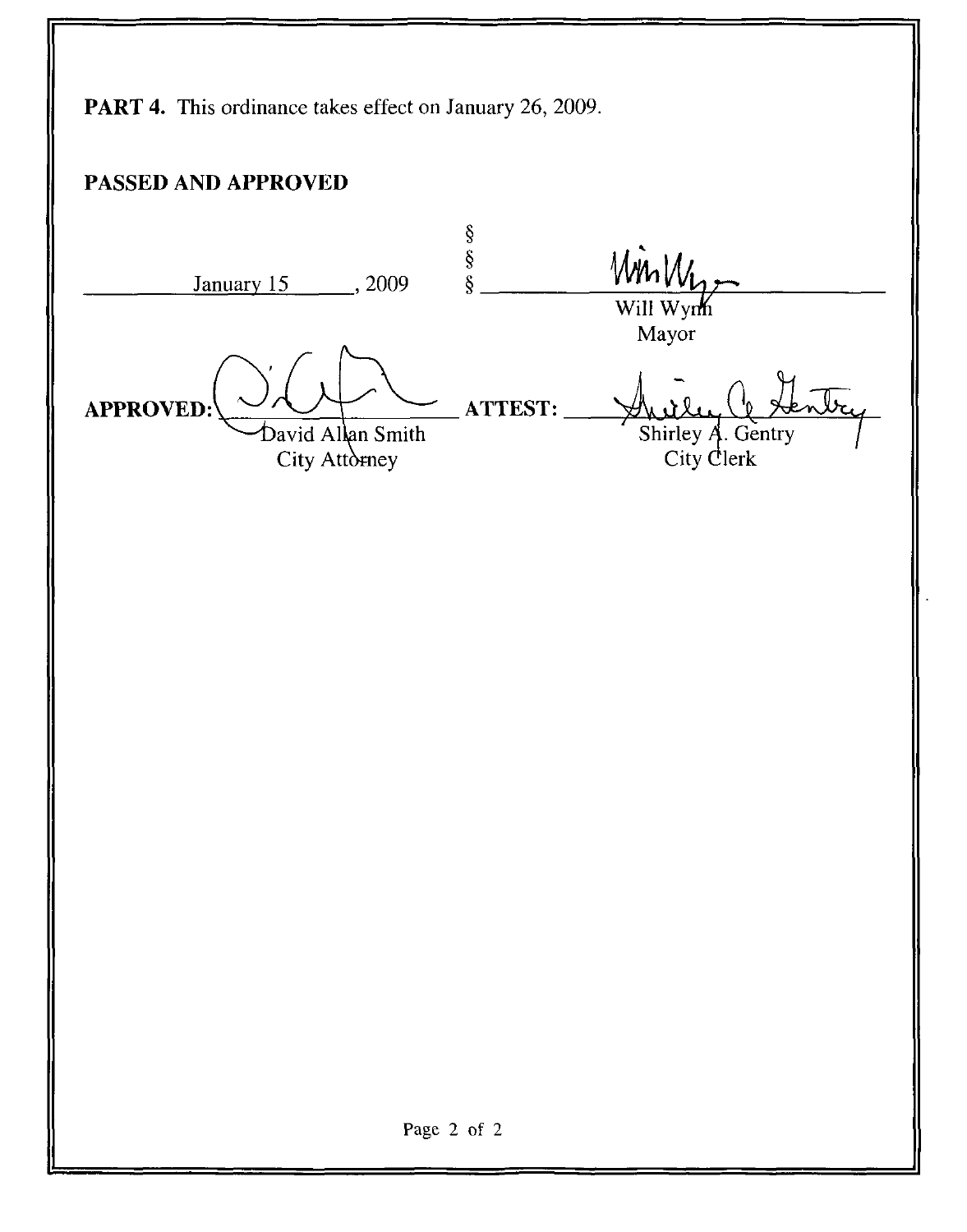**PART 4.** This ordinance takes effect on January 26, 2009.

**PASSED AND APPROVED**

| | | |
|---|---|---|
| January 15, 2009 | § § § | Will Wynn Mayor |
| **APPROVED:** David Allan Smith City Attorney | **ATTEST:** | Shirley A. Gentry City Clerk |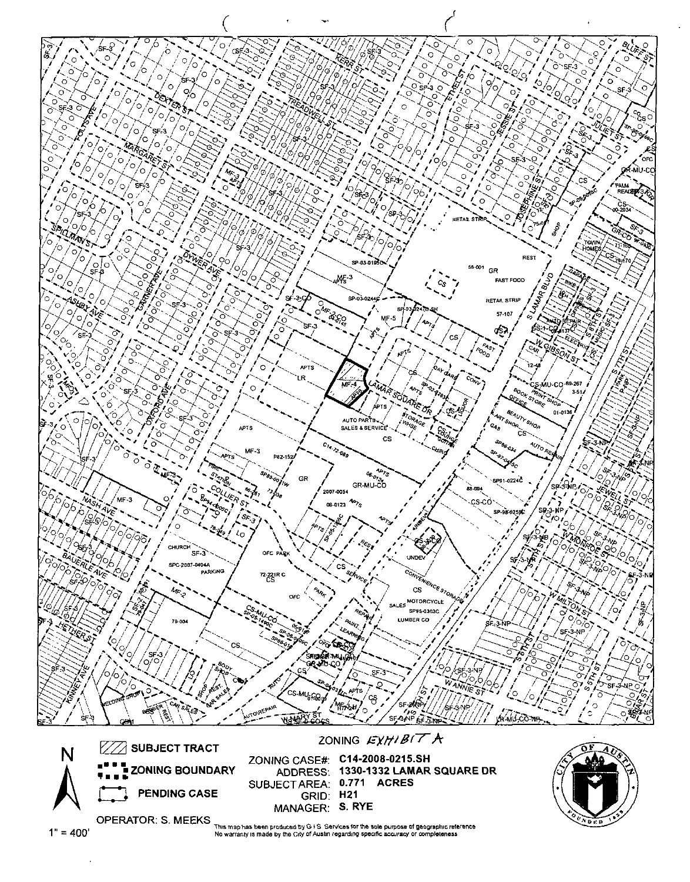ZONING *EXHIBIT A*

N

1" = 400'

SUBJECT TRACT

ZONING BOUNDARY

PENDING CASE

OPERATOR: S. MEEKS

ZONING CASE#: C14-2008-0215.SH

ADDRESS: 1330-1332 LAMAR SQUARE DR

SUBJECT AREA: 0.771 ACRES

GRID: H21

MANAGER: S. RYE

This map has been produced by G I S Services for the sole purpose of geographic reference. No warranty is made by the City of Austin regarding specific accuracy or completeness.

CITY OF AUSTIN

FOUNDED 1839